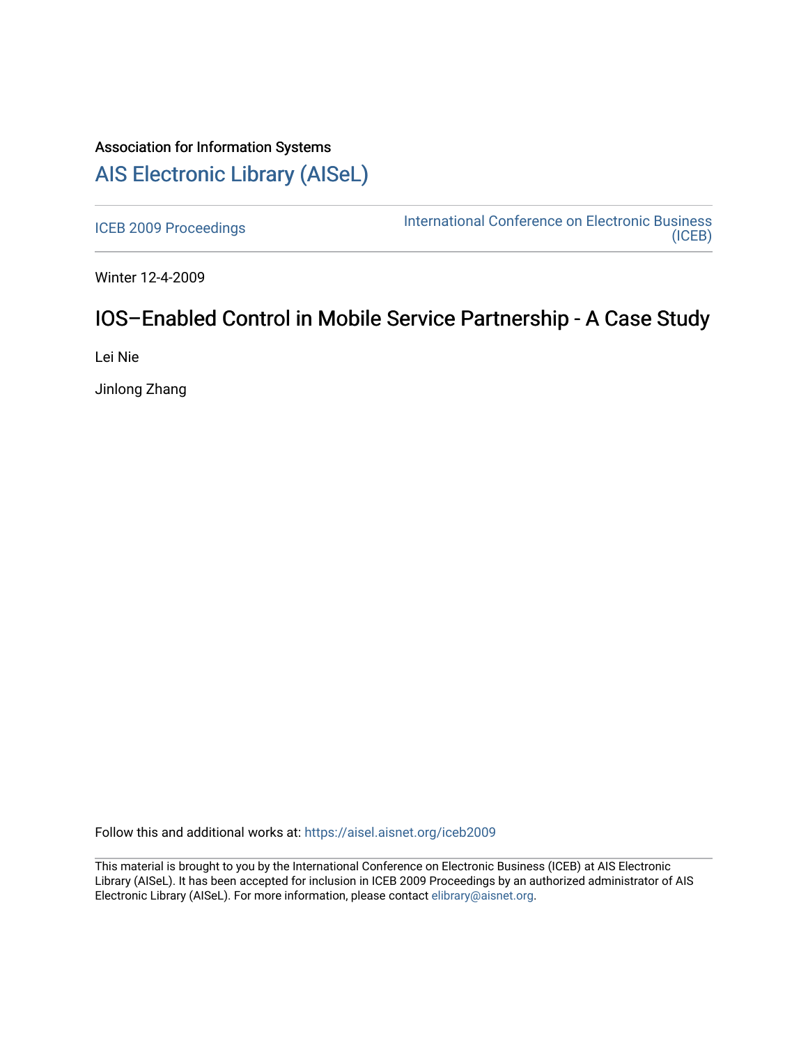Association for Information Systems

# [AIS Electronic Library (AISeL)](https://aisel.aisnet.org/)

[ICEB 2009 Proceedings](https://aisel.aisnet.org/iceb2009) | [International Conference on Electronic Business (ICEB)](https://aisel.aisnet.org/iceb)

Winter 12-4-2009

## IOS–Enabled Control in Mobile Service Partnership - A Case Study

Lei Nie

Jinlong Zhang

Follow this and additional works at: https://aisel.aisnet.org/iceb2009

This material is brought to you by the International Conference on Electronic Business (ICEB) at AIS Electronic Library (AISeL). It has been accepted for inclusion in ICEB 2009 Proceedings by an authorized administrator of AIS Electronic Library (AISeL). For more information, please contact elibrary@aisnet.org.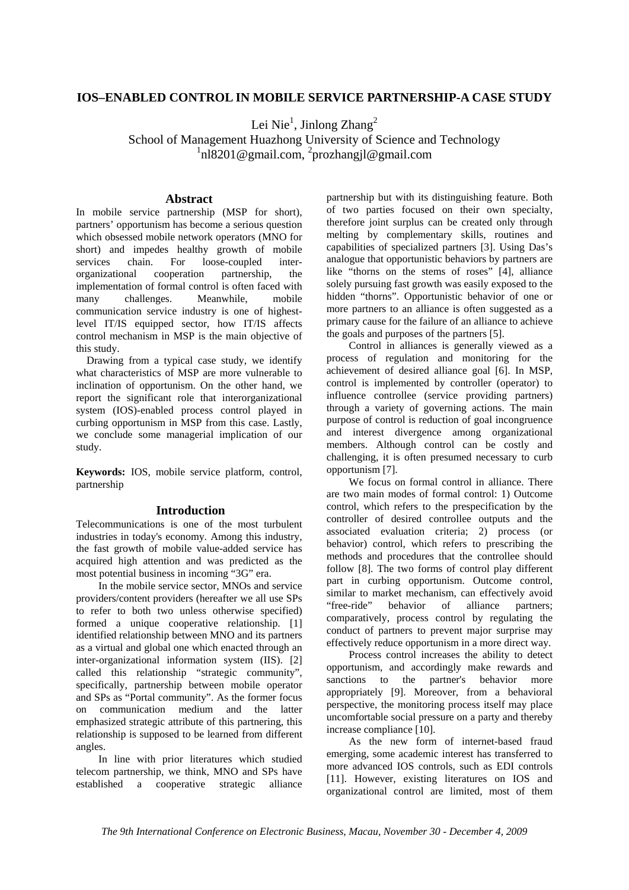# IOS–ENABLED CONTROL IN MOBILE SERVICE PARTNERSHIP-A CASE STUDY

Lei Nie[1], Jinlong Zhang[2]

School of Management Huazhong University of Science and Technology

[1]nl8201@gmail.com, [2]prozhangjl@gmail.com

## Abstract

In mobile service partnership (MSP for short), partners' opportunism has become a serious question which obsessed mobile network operators (MNO for short) and impedes healthy growth of mobile services chain. For loose-coupled inter-organizational cooperation partnership, the implementation of formal control is often faced with many challenges. Meanwhile, mobile communication service industry is one of highest-level IT/IS equipped sector, how IT/IS affects control mechanism in MSP is the main objective of this study.

Drawing from a typical case study, we identify what characteristics of MSP are more vulnerable to inclination of opportunism. On the other hand, we report the significant role that interorganizational system (IOS)-enabled process control played in curbing opportunism in MSP from this case. Lastly, we conclude some managerial implication of our study.

**Keywords:** IOS, mobile service platform, control, partnership

## Introduction

Telecommunications is one of the most turbulent industries in today's economy. Among this industry, the fast growth of mobile value-added service has acquired high attention and was predicted as the most potential business in incoming "3G" era.

In the mobile service sector, MNOs and service providers/content providers (hereafter we all use SPs to refer to both two unless otherwise specified) formed a unique cooperative relationship. [1] identified relationship between MNO and its partners as a virtual and global one which enacted through an inter-organizational information system (IIS). [2] called this relationship "strategic community", specifically, partnership between mobile operator and SPs as "Portal community". As the former focus on communication medium and the latter emphasized strategic attribute of this partnering, this relationship is supposed to be learned from different angles.

In line with prior literatures which studied telecom partnership, we think, MNO and SPs have established a cooperative strategic alliance partnership but with its distinguishing feature. Both of two parties focused on their own specialty, therefore joint surplus can be created only through melting by complementary skills, routines and capabilities of specialized partners [3]. Using Das's analogue that opportunistic behaviors by partners are like "thorns on the stems of roses" [4], alliance solely pursuing fast growth was easily exposed to the hidden "thorns". Opportunistic behavior of one or more partners to an alliance is often suggested as a primary cause for the failure of an alliance to achieve the goals and purposes of the partners [5].

Control in alliances is generally viewed as a process of regulation and monitoring for the achievement of desired alliance goal [6]. In MSP, control is implemented by controller (operator) to influence controllee (service providing partners) through a variety of governing actions. The main purpose of control is reduction of goal incongruence and interest divergence among organizational members. Although control can be costly and challenging, it is often presumed necessary to curb opportunism [7].

We focus on formal control in alliance. There are two main modes of formal control: 1) Outcome control, which refers to the prespecification by the controller of desired controllee outputs and the associated evaluation criteria; 2) process (or behavior) control, which refers to prescribing the methods and procedures that the controllee should follow [8]. The two forms of control play different part in curbing opportunism. Outcome control, similar to market mechanism, can effectively avoid "free-ride" behavior of alliance partners; comparatively, process control by regulating the conduct of partners to prevent major surprise may effectively reduce opportunism in a more direct way.

Process control increases the ability to detect opportunism, and accordingly make rewards and sanctions to the partner's behavior more appropriately [9]. Moreover, from a behavioral perspective, the monitoring process itself may place uncomfortable social pressure on a party and thereby increase compliance [10].

As the new form of internet-based fraud emerging, some academic interest has transferred to more advanced IOS controls, such as EDI controls [11]. However, existing literatures on IOS and organizational control are limited, most of them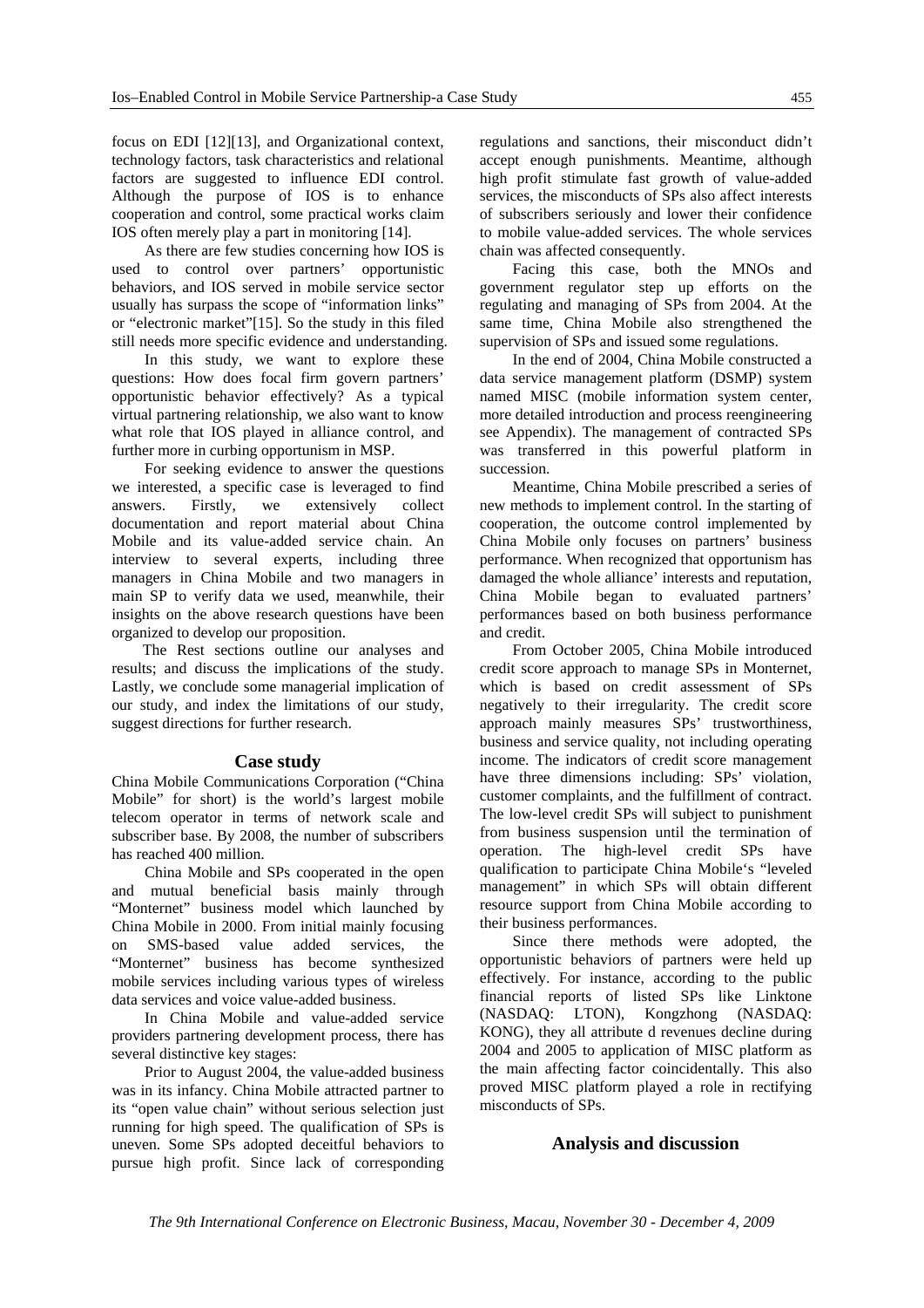focus on EDI [12][13], and Organizational context, technology factors, task characteristics and relational factors are suggested to influence EDI control. Although the purpose of IOS is to enhance cooperation and control, some practical works claim IOS often merely play a part in monitoring [14].

As there are few studies concerning how IOS is used to control over partners' opportunistic behaviors, and IOS served in mobile service sector usually has surpass the scope of "information links" or "electronic market"[15]. So the study in this filed still needs more specific evidence and understanding.

In this study, we want to explore these questions: How does focal firm govern partners' opportunistic behavior effectively? As a typical virtual partnering relationship, we also want to know what role that IOS played in alliance control, and further more in curbing opportunism in MSP.

For seeking evidence to answer the questions we interested, a specific case is leveraged to find answers. Firstly, we extensively collect documentation and report material about China Mobile and its value-added service chain. An interview to several experts, including three managers in China Mobile and two managers in main SP to verify data we used, meanwhile, their insights on the above research questions have been organized to develop our proposition.

The Rest sections outline our analyses and results; and discuss the implications of the study. Lastly, we conclude some managerial implication of our study, and index the limitations of our study, suggest directions for further research.

## Case study

China Mobile Communications Corporation ("China Mobile" for short) is the world's largest mobile telecom operator in terms of network scale and subscriber base. By 2008, the number of subscribers has reached 400 million.

China Mobile and SPs cooperated in the open and mutual beneficial basis mainly through "Monternet" business model which launched by China Mobile in 2000. From initial mainly focusing on SMS-based value added services, the "Monternet" business has become synthesized mobile services including various types of wireless data services and voice value-added business.

In China Mobile and value-added service providers partnering development process, there has several distinctive key stages:

Prior to August 2004, the value-added business was in its infancy. China Mobile attracted partner to its "open value chain" without serious selection just running for high speed. The qualification of SPs is uneven. Some SPs adopted deceitful behaviors to pursue high profit. Since lack of corresponding regulations and sanctions, their misconduct didn't accept enough punishments. Meantime, although high profit stimulate fast growth of value-added services, the misconducts of SPs also affect interests of subscribers seriously and lower their confidence to mobile value-added services. The whole services chain was affected consequently.

Facing this case, both the MNOs and government regulator step up efforts on the regulating and managing of SPs from 2004. At the same time, China Mobile also strengthened the supervision of SPs and issued some regulations.

In the end of 2004, China Mobile constructed a data service management platform (DSMP) system named MISC (mobile information system center, more detailed introduction and process reengineering see Appendix). The management of contracted SPs was transferred in this powerful platform in succession.

Meantime, China Mobile prescribed a series of new methods to implement control. In the starting of cooperation, the outcome control implemented by China Mobile only focuses on partners' business performance. When recognized that opportunism has damaged the whole alliance' interests and reputation, China Mobile began to evaluated partners' performances based on both business performance and credit.

From October 2005, China Mobile introduced credit score approach to manage SPs in Monternet, which is based on credit assessment of SPs negatively to their irregularity. The credit score approach mainly measures SPs' trustworthiness, business and service quality, not including operating income. The indicators of credit score management have three dimensions including: SPs' violation, customer complaints, and the fulfillment of contract. The low-level credit SPs will subject to punishment from business suspension until the termination of operation. The high-level credit SPs have qualification to participate China Mobile's "leveled management" in which SPs will obtain different resource support from China Mobile according to their business performances.

Since there methods were adopted, the opportunistic behaviors of partners were held up effectively. For instance, according to the public financial reports of listed SPs like Linktone (NASDAQ: LTON), Kongzhong (NASDAQ: KONG), they all attribute d revenues decline during 2004 and 2005 to application of MISC platform as the main affecting factor coincidentally. This also proved MISC platform played a role in rectifying misconducts of SPs.

## Analysis and discussion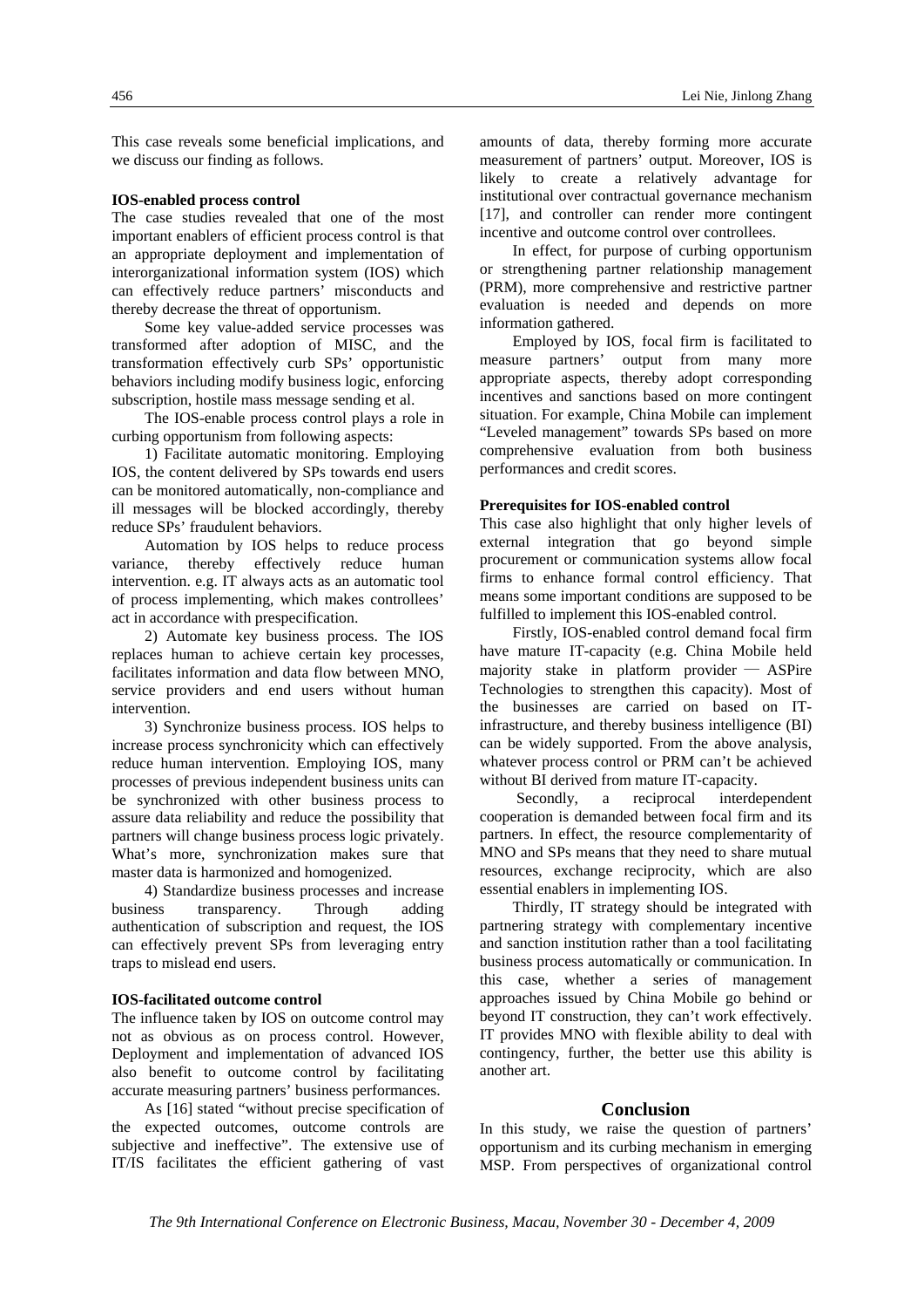This case reveals some beneficial implications, and we discuss our finding as follows.

**IOS-enabled process control**

The case studies revealed that one of the most important enablers of efficient process control is that an appropriate deployment and implementation of interorganizational information system (IOS) which can effectively reduce partners' misconducts and thereby decrease the threat of opportunism.

Some key value-added service processes was transformed after adoption of MISC, and the transformation effectively curb SPs' opportunistic behaviors including modify business logic, enforcing subscription, hostile mass message sending et al.

The IOS-enable process control plays a role in curbing opportunism from following aspects:

1) Facilitate automatic monitoring. Employing IOS, the content delivered by SPs towards end users can be monitored automatically, non-compliance and ill messages will be blocked accordingly, thereby reduce SPs' fraudulent behaviors.

Automation by IOS helps to reduce process variance, thereby effectively reduce human intervention. e.g. IT always acts as an automatic tool of process implementing, which makes controllees' act in accordance with prespecification.

2) Automate key business process. The IOS replaces human to achieve certain key processes, facilitates information and data flow between MNO, service providers and end users without human intervention.

3) Synchronize business process. IOS helps to increase process synchronicity which can effectively reduce human intervention. Employing IOS, many processes of previous independent business units can be synchronized with other business process to assure data reliability and reduce the possibility that partners will change business process logic privately. What's more, synchronization makes sure that master data is harmonized and homogenized.

4) Standardize business processes and increase business transparency. Through adding authentication of subscription and request, the IOS can effectively prevent SPs from leveraging entry traps to mislead end users.

**IOS-facilitated outcome control**

The influence taken by IOS on outcome control may not as obvious as on process control. However, Deployment and implementation of advanced IOS also benefit to outcome control by facilitating accurate measuring partners' business performances.

As [16] stated "without precise specification of the expected outcomes, outcome controls are subjective and ineffective". The extensive use of IT/IS facilitates the efficient gathering of vast amounts of data, thereby forming more accurate measurement of partners' output. Moreover, IOS is likely to create a relatively advantage for institutional over contractual governance mechanism [17], and controller can render more contingent incentive and outcome control over controllees.

In effect, for purpose of curbing opportunism or strengthening partner relationship management (PRM), more comprehensive and restrictive partner evaluation is needed and depends on more information gathered.

Employed by IOS, focal firm is facilitated to measure partners' output from many more appropriate aspects, thereby adopt corresponding incentives and sanctions based on more contingent situation. For example, China Mobile can implement "Leveled management" towards SPs based on more comprehensive evaluation from both business performances and credit scores.

**Prerequisites for IOS-enabled control**

This case also highlight that only higher levels of external integration that go beyond simple procurement or communication systems allow focal firms to enhance formal control efficiency. That means some important conditions are supposed to be fulfilled to implement this IOS-enabled control.

Firstly, IOS-enabled control demand focal firm have mature IT-capacity (e.g. China Mobile held majority stake in platform provider — ASPire Technologies to strengthen this capacity). Most of the businesses are carried on based on IT-infrastructure, and thereby business intelligence (BI) can be widely supported. From the above analysis, whatever process control or PRM can't be achieved without BI derived from mature IT-capacity.

Secondly, a reciprocal interdependent cooperation is demanded between focal firm and its partners. In effect, the resource complementarity of MNO and SPs means that they need to share mutual resources, exchange reciprocity, which are also essential enablers in implementing IOS.

Thirdly, IT strategy should be integrated with partnering strategy with complementary incentive and sanction institution rather than a tool facilitating business process automatically or communication. In this case, whether a series of management approaches issued by China Mobile go behind or beyond IT construction, they can't work effectively. IT provides MNO with flexible ability to deal with contingency, further, the better use this ability is another art.

## Conclusion

In this study, we raise the question of partners' opportunism and its curbing mechanism in emerging MSP. From perspectives of organizational control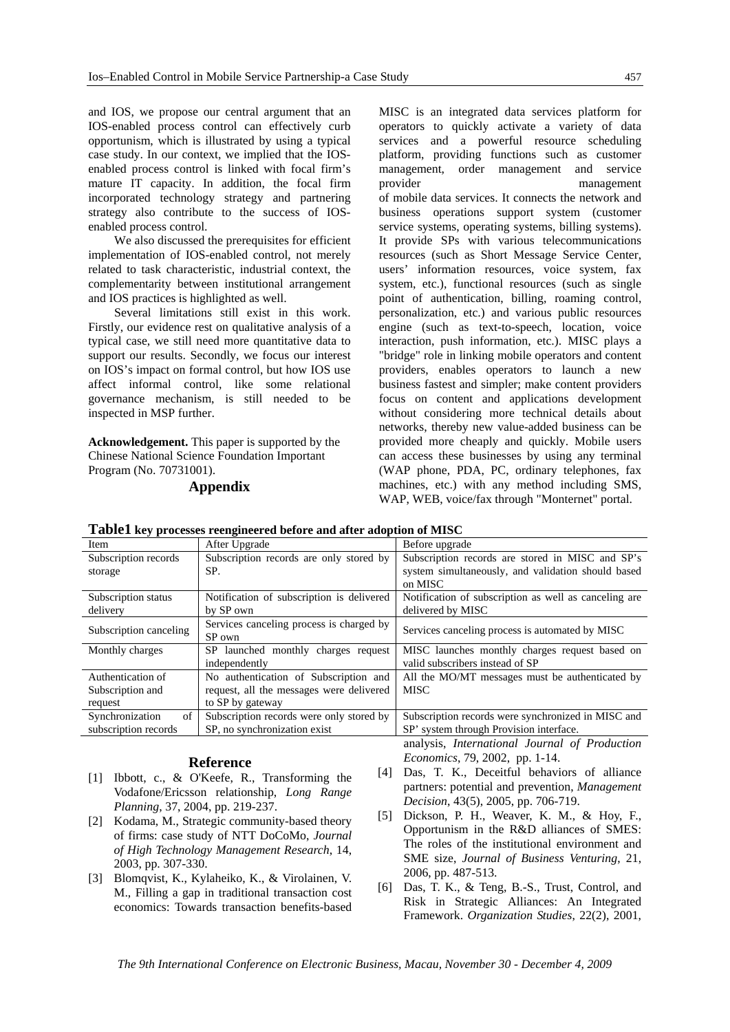and IOS, we propose our central argument that an IOS-enabled process control can effectively curb opportunism, which is illustrated by using a typical case study. In our context, we implied that the IOS-enabled process control is linked with focal firm's mature IT capacity. In addition, the focal firm incorporated technology strategy and partnering strategy also contribute to the success of IOS-enabled process control.

We also discussed the prerequisites for efficient implementation of IOS-enabled control, not merely related to task characteristic, industrial context, the complementarity between institutional arrangement and IOS practices is highlighted as well.

Several limitations still exist in this work. Firstly, our evidence rest on qualitative analysis of a typical case, we still need more quantitative data to support our results. Secondly, we focus our interest on IOS's impact on formal control, but how IOS use affect informal control, like some relational governance mechanism, is still needed to be inspected in MSP further.

**Acknowledgement.** This paper is supported by the Chinese National Science Foundation Important Program (No. 70731001).

## Appendix

MISC is an integrated data services platform for operators to quickly activate a variety of data services and a powerful resource scheduling platform, providing functions such as customer management, order management and service provider management of mobile data services. It connects the network and business operations support system (customer service systems, operating systems, billing systems). It provide SPs with various telecommunications resources (such as Short Message Service Center, users' information resources, voice system, fax system, etc.), functional resources (such as single point of authentication, billing, roaming control, personalization, etc.) and various public resources engine (such as text-to-speech, location, voice interaction, push information, etc.). MISC plays a "bridge" role in linking mobile operators and content providers, enables operators to launch a new business fastest and simpler; make content providers focus on content and applications development without considering more technical details about networks, thereby new value-added business can be provided more cheaply and quickly. Mobile users can access these businesses by using any terminal (WAP phone, PDA, PC, ordinary telephones, fax machines, etc.) with any method including SMS, WAP, WEB, voice/fax through "Monternet" portal.

**Table1 key processes reengineered before and after adoption of MISC**

| Item | After Upgrade | Before upgrade |
|---|---|---|
| Subscription records storage | Subscription records are only stored by SP. | Subscription records are stored in MISC and SP's system simultaneously, and validation should based on MISC |
| Subscription status delivery | Notification of subscription is delivered by SP own | Notification of subscription as well as canceling are delivered by MISC |
| Subscription canceling | Services canceling process is charged by SP own | Services canceling process is automated by MISC |
| Monthly charges | SP launched monthly charges request independently | MISC launches monthly charges request based on valid subscribers instead of SP |
| Authentication of Subscription and request | No authentication of Subscription and request, all the messages were delivered to SP by gateway | All the MO/MT messages must be authenticated by MISC |
| Synchronization of subscription records | Subscription records were only stored by SP, no synchronization exist | Subscription records were synchronized in MISC and SP' system through Provision interface. |

## Reference

[1] Ibbott, c., & O'Keefe, R., Transforming the Vodafone/Ericsson relationship, *Long Range Planning*, 37, 2004, pp. 219-237.

[2] Kodama, M., Strategic community-based theory of firms: case study of NTT DoCoMo, *Journal of High Technology Management Research*, 14, 2003, pp. 307-330.

[3] Blomqvist, K., Kylaheiko, K., & Virolainen, V. M., Filling a gap in traditional transaction cost economics: Towards transaction benefits-based analysis, *International Journal of Production Economics*, 79, 2002, pp. 1-14.

[4] Das, T. K., Deceitful behaviors of alliance partners: potential and prevention, *Management Decision*, 43(5), 2005, pp. 706-719.

[5] Dickson, P. H., Weaver, K. M., & Hoy, F., Opportunism in the R&D alliances of SMES: The roles of the institutional environment and SME size, *Journal of Business Venturing*, 21, 2006, pp. 487-513.

[6] Das, T. K., & Teng, B.-S., Trust, Control, and Risk in Strategic Alliances: An Integrated Framework. *Organization Studies*, 22(2), 2001,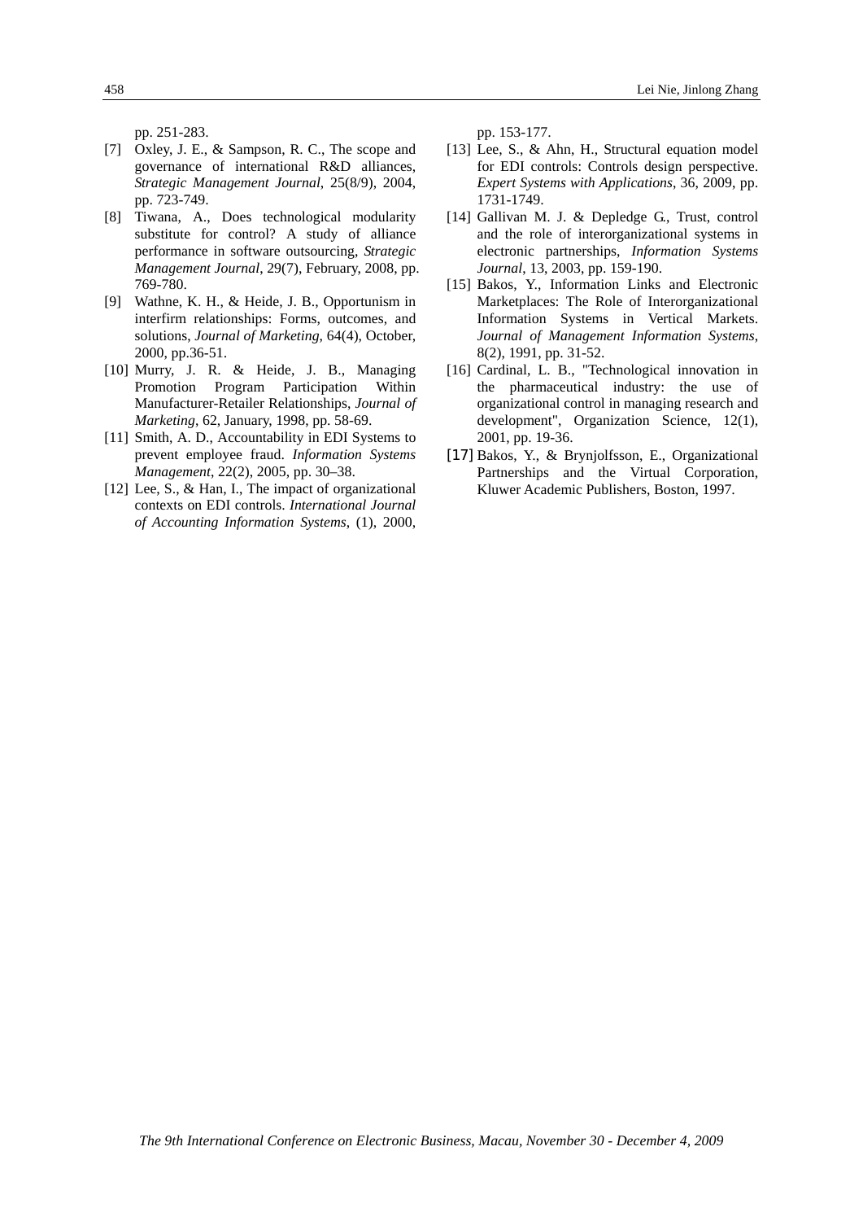pp. 251-283.

[7] Oxley, J. E., & Sampson, R. C., The scope and governance of international R&D alliances, *Strategic Management Journal*, 25(8/9), 2004, pp. 723-749.

[8] Tiwana, A., Does technological modularity substitute for control? A study of alliance performance in software outsourcing, *Strategic Management Journal*, 29(7), February, 2008, pp. 769-780.

[9] Wathne, K. H., & Heide, J. B., Opportunism in interfirm relationships: Forms, outcomes, and solutions, *Journal of Marketing*, 64(4), October, 2000, pp.36-51.

[10] Murry, J. R. & Heide, J. B., Managing Promotion Program Participation Within Manufacturer-Retailer Relationships, *Journal of Marketing*, 62, January, 1998, pp. 58-69.

[11] Smith, A. D., Accountability in EDI Systems to prevent employee fraud. *Information Systems Management*, 22(2), 2005, pp. 30–38.

[12] Lee, S., & Han, I., The impact of organizational contexts on EDI controls. *International Journal of Accounting Information Systems*, (1), 2000, pp. 153-177.

[13] Lee, S., & Ahn, H., Structural equation model for EDI controls: Controls design perspective. *Expert Systems with Applications*, 36, 2009, pp. 1731-1749.

[14] Gallivan M. J. & Depledge G., Trust, control and the role of interorganizational systems in electronic partnerships, *Information Systems Journal*, 13, 2003, pp. 159-190.

[15] Bakos, Y., Information Links and Electronic Marketplaces: The Role of Interorganizational Information Systems in Vertical Markets. *Journal of Management Information Systems*, 8(2), 1991, pp. 31-52.

[16] Cardinal, L. B., "Technological innovation in the pharmaceutical industry: the use of organizational control in managing research and development", Organization Science, 12(1), 2001, pp. 19-36.

[17] Bakos, Y., & Brynjolfsson, E., Organizational Partnerships and the Virtual Corporation, Kluwer Academic Publishers, Boston, 1997.